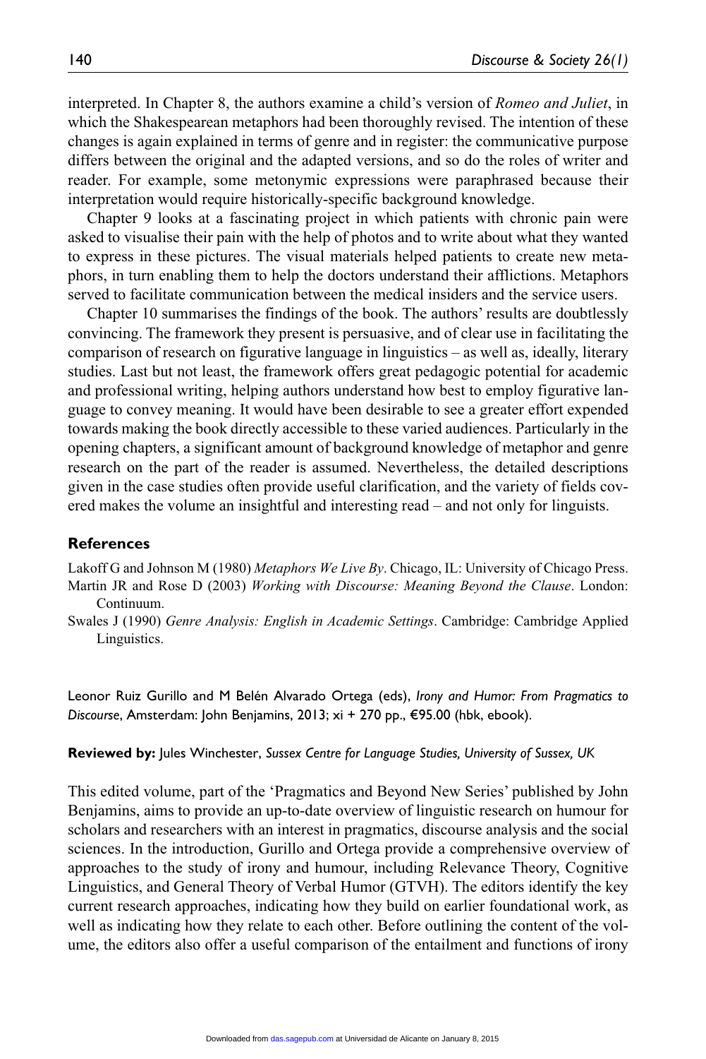interpreted. In Chapter 8, the authors examine a child's version of *Romeo and Juliet*, in which the Shakespearean metaphors had been thoroughly revised. The intention of these changes is again explained in terms of genre and in register: the communicative purpose differs between the original and the adapted versions, and so do the roles of writer and reader. For example, some metonymic expressions were paraphrased because their interpretation would require historically-specific background knowledge.

Chapter 9 looks at a fascinating project in which patients with chronic pain were asked to visualise their pain with the help of photos and to write about what they wanted to express in these pictures. The visual materials helped patients to create new metaphors, in turn enabling them to help the doctors understand their afflictions. Metaphors served to facilitate communication between the medical insiders and the service users.

Chapter 10 summarises the findings of the book. The authors' results are doubtlessly convincing. The framework they present is persuasive, and of clear use in facilitating the comparison of research on figurative language in linguistics – as well as, ideally, literary studies. Last but not least, the framework offers great pedagogic potential for academic and professional writing, helping authors understand how best to employ figurative language to convey meaning. It would have been desirable to see a greater effort expended towards making the book directly accessible to these varied audiences. Particularly in the opening chapters, a significant amount of background knowledge of metaphor and genre research on the part of the reader is assumed. Nevertheless, the detailed descriptions given in the case studies often provide useful clarification, and the variety of fields covered makes the volume an insightful and interesting read – and not only for linguists.

## References

Lakoff G and Johnson M (1980) *Metaphors We Live By*. Chicago, IL: University of Chicago Press.

Martin JR and Rose D (2003) *Working with Discourse: Meaning Beyond the Clause*. London: Continuum.

Swales J (1990) *Genre Analysis: English in Academic Settings*. Cambridge: Cambridge Applied Linguistics.

Leonor Ruiz Gurillo and M Belén Alvarado Ortega (eds), *Irony and Humor: From Pragmatics to Discourse*, Amsterdam: John Benjamins, 2013; xi + 270 pp., €95.00 (hbk, ebook).

**Reviewed by:** Jules Winchester, *Sussex Centre for Language Studies, University of Sussex, UK*

This edited volume, part of the 'Pragmatics and Beyond New Series' published by John Benjamins, aims to provide an up-to-date overview of linguistic research on humour for scholars and researchers with an interest in pragmatics, discourse analysis and the social sciences. In the introduction, Gurillo and Ortega provide a comprehensive overview of approaches to the study of irony and humour, including Relevance Theory, Cognitive Linguistics, and General Theory of Verbal Humor (GTVH). The editors identify the key current research approaches, indicating how they build on earlier foundational work, as well as indicating how they relate to each other. Before outlining the content of the volume, the editors also offer a useful comparison of the entailment and functions of irony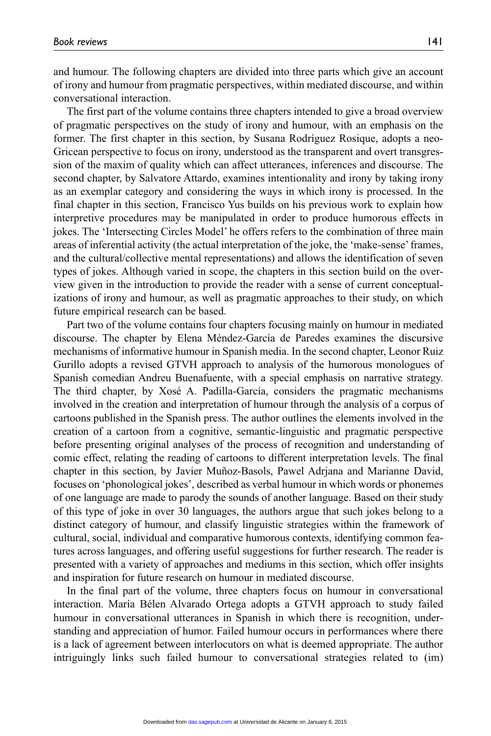and humour. The following chapters are divided into three parts which give an account of irony and humour from pragmatic perspectives, within mediated discourse, and within conversational interaction.

The first part of the volume contains three chapters intended to give a broad overview of pragmatic perspectives on the study of irony and humour, with an emphasis on the former. The first chapter in this section, by Susana Rodríguez Rosique, adopts a neo-Gricean perspective to focus on irony, understood as the transparent and overt transgression of the maxim of quality which can affect utterances, inferences and discourse. The second chapter, by Salvatore Attardo, examines intentionality and irony by taking irony as an exemplar category and considering the ways in which irony is processed. In the final chapter in this section, Francisco Yus builds on his previous work to explain how interpretive procedures may be manipulated in order to produce humorous effects in jokes. The 'Intersecting Circles Model' he offers refers to the combination of three main areas of inferential activity (the actual interpretation of the joke, the 'make-sense' frames, and the cultural/collective mental representations) and allows the identification of seven types of jokes. Although varied in scope, the chapters in this section build on the overview given in the introduction to provide the reader with a sense of current conceptualizations of irony and humour, as well as pragmatic approaches to their study, on which future empirical research can be based.

Part two of the volume contains four chapters focusing mainly on humour in mediated discourse. The chapter by Elena Méndez-García de Paredes examines the discursive mechanisms of informative humour in Spanish media. In the second chapter, Leonor Ruiz Gurillo adopts a revised GTVH approach to analysis of the humorous monologues of Spanish comedian Andreu Buenafuente, with a special emphasis on narrative strategy. The third chapter, by Xosé A. Padilla-García, considers the pragmatic mechanisms involved in the creation and interpretation of humour through the analysis of a corpus of cartoons published in the Spanish press. The author outlines the elements involved in the creation of a cartoon from a cognitive, semantic-linguistic and pragmatic perspective before presenting original analyses of the process of recognition and understanding of comic effect, relating the reading of cartoons to different interpretation levels. The final chapter in this section, by Javier Muñoz-Basols, Pawel Adrjana and Marianne David, focuses on 'phonological jokes', described as verbal humour in which words or phonemes of one language are made to parody the sounds of another language. Based on their study of this type of joke in over 30 languages, the authors argue that such jokes belong to a distinct category of humour, and classify linguistic strategies within the framework of cultural, social, individual and comparative humorous contexts, identifying common features across languages, and offering useful suggestions for further research. The reader is presented with a variety of approaches and mediums in this section, which offer insights and inspiration for future research on humour in mediated discourse.

In the final part of the volume, three chapters focus on humour in conversational interaction. María Bélen Alvarado Ortega adopts a GTVH approach to study failed humour in conversational utterances in Spanish in which there is recognition, understanding and appreciation of humor. Failed humour occurs in performances where there is a lack of agreement between interlocutors on what is deemed appropriate. The author intriguingly links such failed humour to conversational strategies related to (im)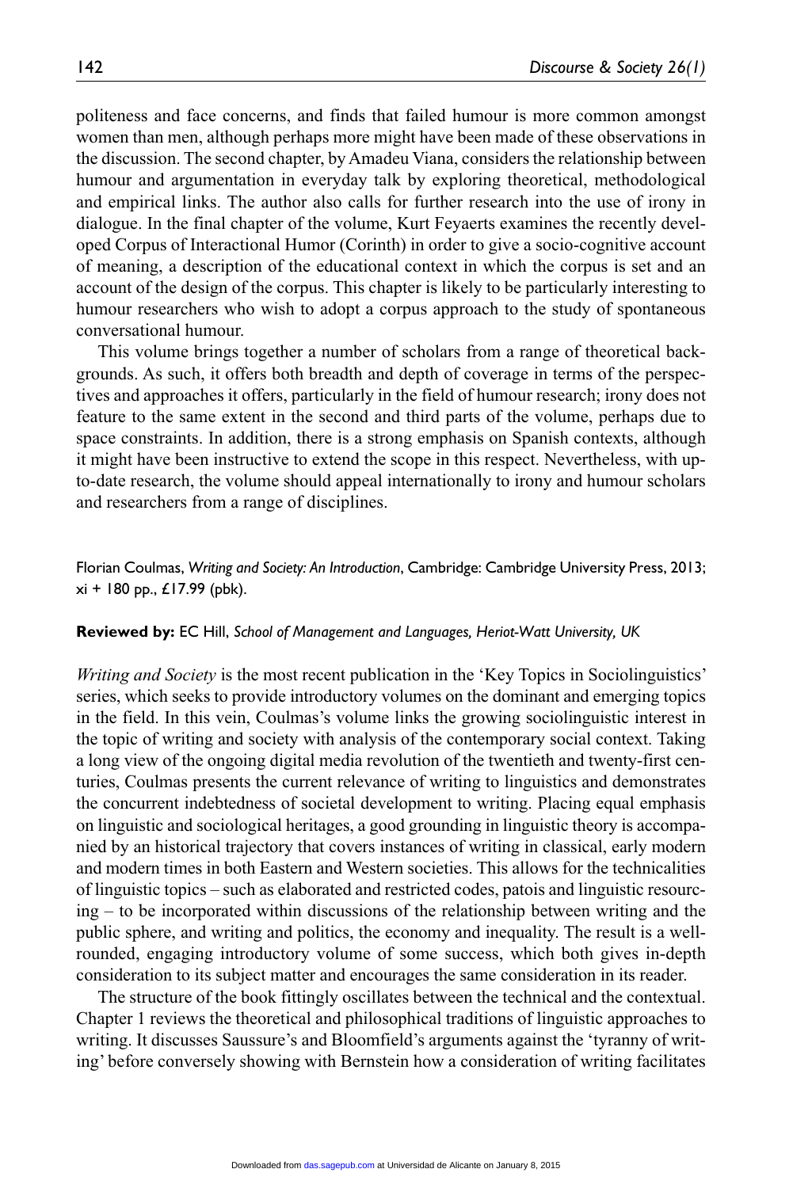politeness and face concerns, and finds that failed humour is more common amongst women than men, although perhaps more might have been made of these observations in the discussion. The second chapter, by Amadeu Viana, considers the relationship between humour and argumentation in everyday talk by exploring theoretical, methodological and empirical links. The author also calls for further research into the use of irony in dialogue. In the final chapter of the volume, Kurt Feyaerts examines the recently developed Corpus of Interactional Humor (Corinth) in order to give a socio-cognitive account of meaning, a description of the educational context in which the corpus is set and an account of the design of the corpus. This chapter is likely to be particularly interesting to humour researchers who wish to adopt a corpus approach to the study of spontaneous conversational humour.

This volume brings together a number of scholars from a range of theoretical backgrounds. As such, it offers both breadth and depth of coverage in terms of the perspectives and approaches it offers, particularly in the field of humour research; irony does not feature to the same extent in the second and third parts of the volume, perhaps due to space constraints. In addition, there is a strong emphasis on Spanish contexts, although it might have been instructive to extend the scope in this respect. Nevertheless, with up-to-date research, the volume should appeal internationally to irony and humour scholars and researchers from a range of disciplines.

Florian Coulmas, *Writing and Society: An Introduction*, Cambridge: Cambridge University Press, 2013; xi + 180 pp., £17.99 (pbk).

**Reviewed by:** EC Hill, *School of Management and Languages, Heriot-Watt University, UK*

*Writing and Society* is the most recent publication in the 'Key Topics in Sociolinguistics' series, which seeks to provide introductory volumes on the dominant and emerging topics in the field. In this vein, Coulmas's volume links the growing sociolinguistic interest in the topic of writing and society with analysis of the contemporary social context. Taking a long view of the ongoing digital media revolution of the twentieth and twenty-first centuries, Coulmas presents the current relevance of writing to linguistics and demonstrates the concurrent indebtedness of societal development to writing. Placing equal emphasis on linguistic and sociological heritages, a good grounding in linguistic theory is accompanied by an historical trajectory that covers instances of writing in classical, early modern and modern times in both Eastern and Western societies. This allows for the technicalities of linguistic topics – such as elaborated and restricted codes, patois and linguistic resourcing – to be incorporated within discussions of the relationship between writing and the public sphere, and writing and politics, the economy and inequality. The result is a well-rounded, engaging introductory volume of some success, which both gives in-depth consideration to its subject matter and encourages the same consideration in its reader.

The structure of the book fittingly oscillates between the technical and the contextual. Chapter 1 reviews the theoretical and philosophical traditions of linguistic approaches to writing. It discusses Saussure's and Bloomfield's arguments against the 'tyranny of writing' before conversely showing with Bernstein how a consideration of writing facilitates